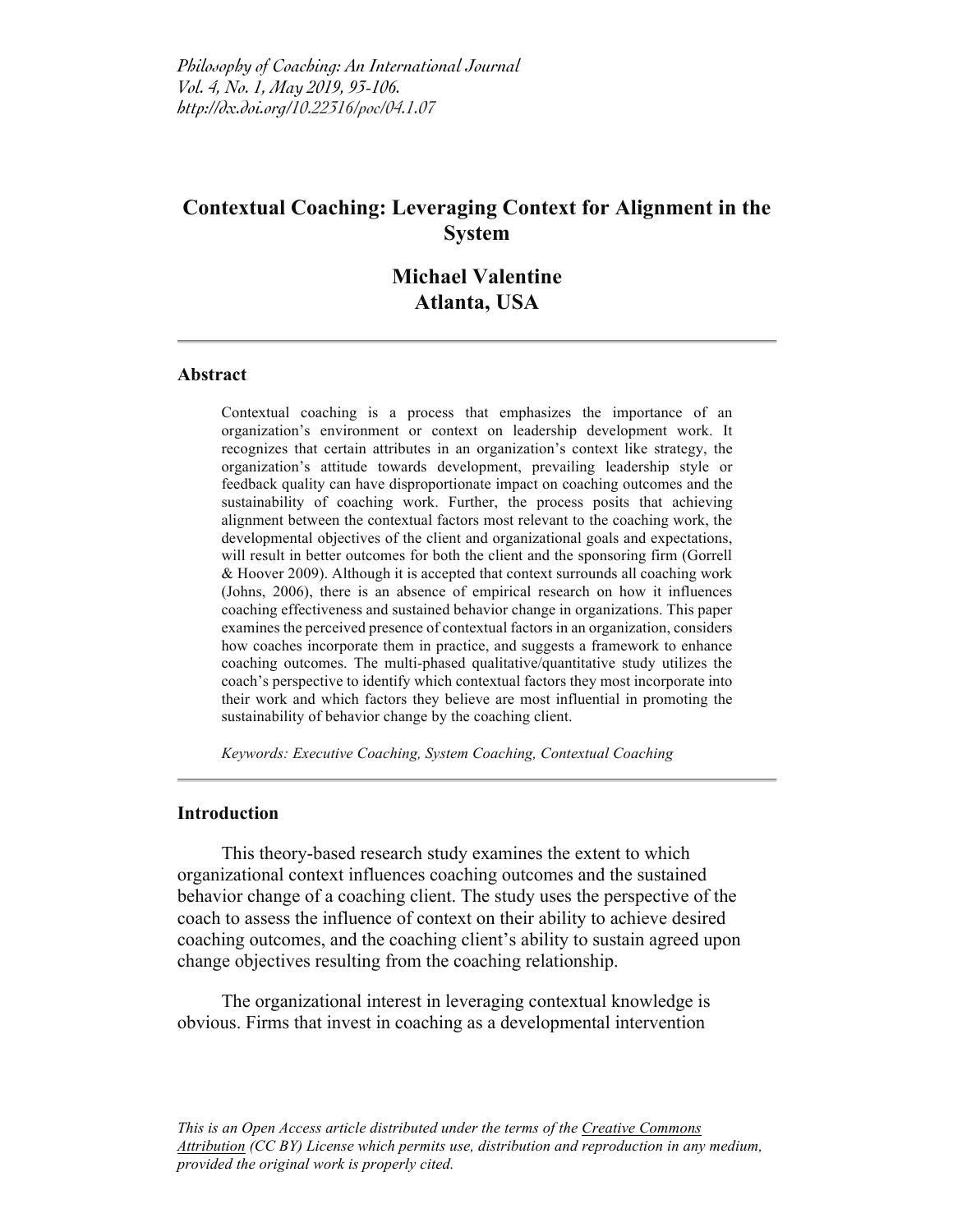# Contextual Coaching: Leveraging Context for Alignment in the System

**Michael Valentine**
**Atlanta, USA**

---

## Abstract

Contextual coaching is a process that emphasizes the importance of an organization's environment or context on leadership development work. It recognizes that certain attributes in an organization's context like strategy, the organization's attitude towards development, prevailing leadership style or feedback quality can have disproportionate impact on coaching outcomes and the sustainability of coaching work. Further, the process posits that achieving alignment between the contextual factors most relevant to the coaching work, the developmental objectives of the client and organizational goals and expectations, will result in better outcomes for both the client and the sponsoring firm (Gorrell & Hoover 2009). Although it is accepted that context surrounds all coaching work (Johns, 2006), there is an absence of empirical research on how it influences coaching effectiveness and sustained behavior change in organizations. This paper examines the perceived presence of contextual factors in an organization, considers how coaches incorporate them in practice, and suggests a framework to enhance coaching outcomes. The multi-phased qualitative/quantitative study utilizes the coach's perspective to identify which contextual factors they most incorporate into their work and which factors they believe are most influential in promoting the sustainability of behavior change by the coaching client.

*Keywords: Executive Coaching, System Coaching, Contextual Coaching*

---

## Introduction

This theory-based research study examines the extent to which organizational context influences coaching outcomes and the sustained behavior change of a coaching client. The study uses the perspective of the coach to assess the influence of context on their ability to achieve desired coaching outcomes, and the coaching client's ability to sustain agreed upon change objectives resulting from the coaching relationship.

The organizational interest in leveraging contextual knowledge is obvious. Firms that invest in coaching as a developmental intervention

*This is an Open Access article distributed under the terms of the Creative Commons Attribution (CC BY) License which permits use, distribution and reproduction in any medium, provided the original work is properly cited.*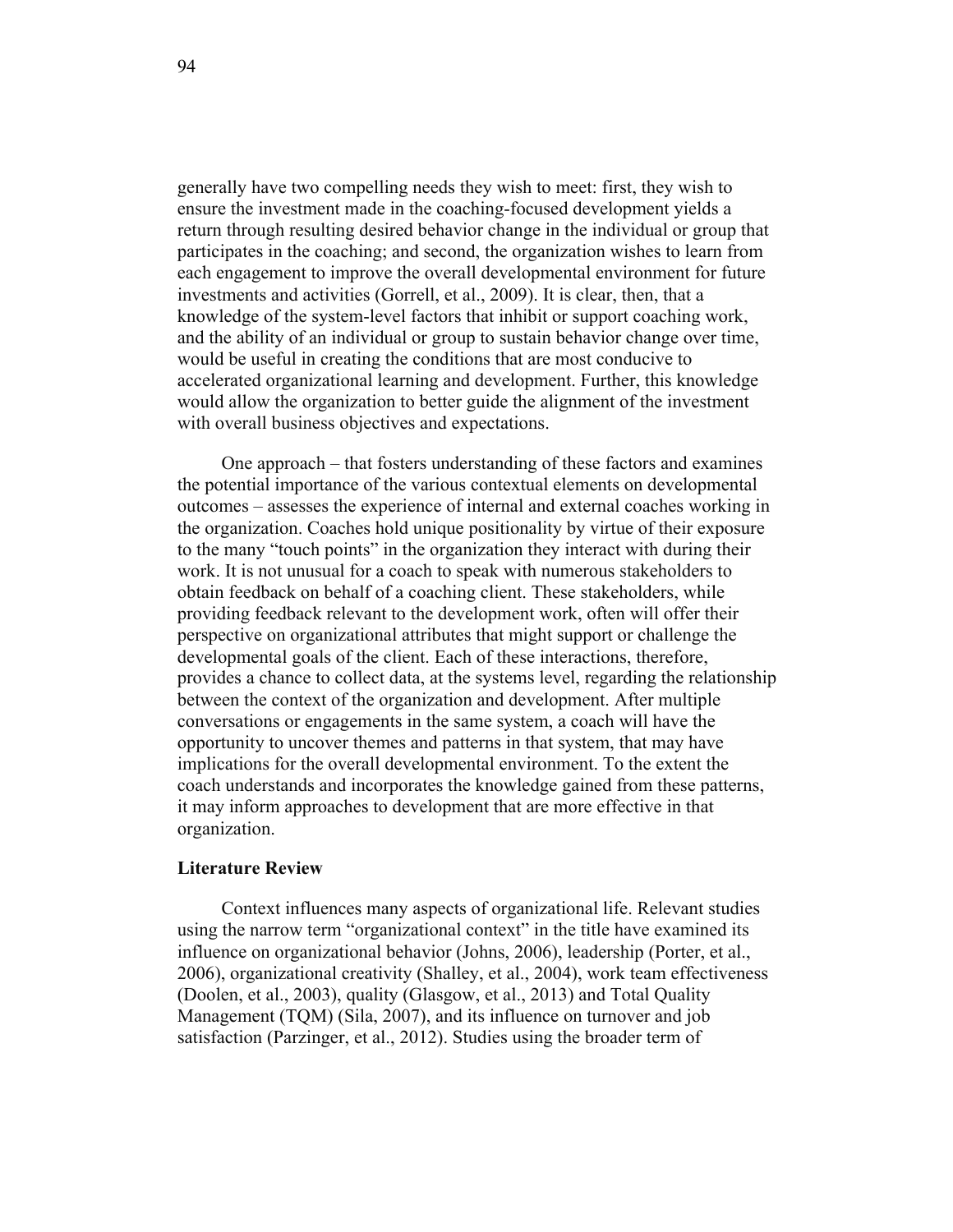generally have two compelling needs they wish to meet: first, they wish to ensure the investment made in the coaching-focused development yields a return through resulting desired behavior change in the individual or group that participates in the coaching; and second, the organization wishes to learn from each engagement to improve the overall developmental environment for future investments and activities (Gorrell, et al., 2009). It is clear, then, that a knowledge of the system-level factors that inhibit or support coaching work, and the ability of an individual or group to sustain behavior change over time, would be useful in creating the conditions that are most conducive to accelerated organizational learning and development. Further, this knowledge would allow the organization to better guide the alignment of the investment with overall business objectives and expectations.

One approach – that fosters understanding of these factors and examines the potential importance of the various contextual elements on developmental outcomes – assesses the experience of internal and external coaches working in the organization. Coaches hold unique positionality by virtue of their exposure to the many "touch points" in the organization they interact with during their work. It is not unusual for a coach to speak with numerous stakeholders to obtain feedback on behalf of a coaching client. These stakeholders, while providing feedback relevant to the development work, often will offer their perspective on organizational attributes that might support or challenge the developmental goals of the client. Each of these interactions, therefore, provides a chance to collect data, at the systems level, regarding the relationship between the context of the organization and development. After multiple conversations or engagements in the same system, a coach will have the opportunity to uncover themes and patterns in that system, that may have implications for the overall developmental environment. To the extent the coach understands and incorporates the knowledge gained from these patterns, it may inform approaches to development that are more effective in that organization.

## Literature Review

Context influences many aspects of organizational life. Relevant studies using the narrow term "organizational context" in the title have examined its influence on organizational behavior (Johns, 2006), leadership (Porter, et al., 2006), organizational creativity (Shalley, et al., 2004), work team effectiveness (Doolen, et al., 2003), quality (Glasgow, et al., 2013) and Total Quality Management (TQM) (Sila, 2007), and its influence on turnover and job satisfaction (Parzinger, et al., 2012). Studies using the broader term of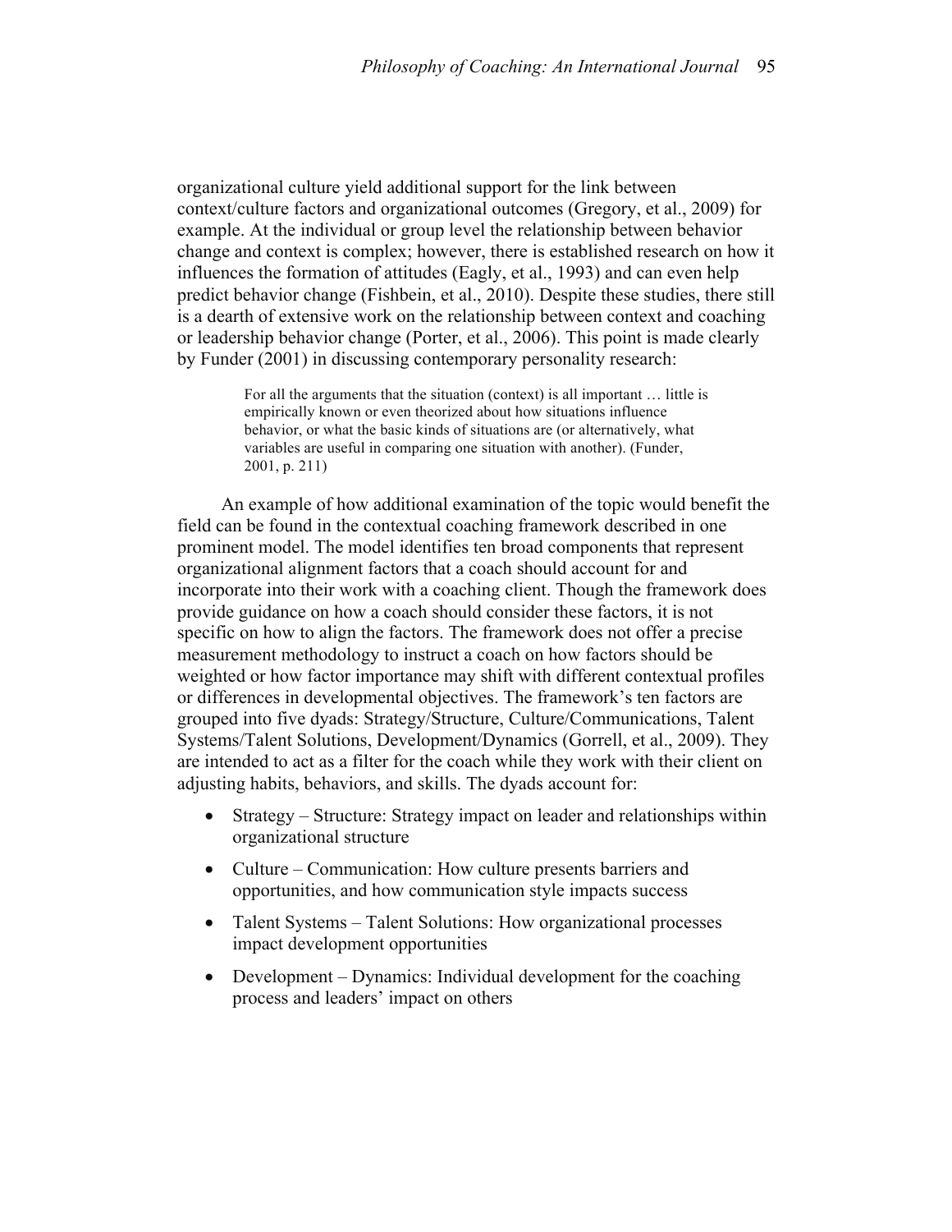organizational culture yield additional support for the link between context/culture factors and organizational outcomes (Gregory, et al., 2009) for example. At the individual or group level the relationship between behavior change and context is complex; however, there is established research on how it influences the formation of attitudes (Eagly, et al., 1993) and can even help predict behavior change (Fishbein, et al., 2010). Despite these studies, there still is a dearth of extensive work on the relationship between context and coaching or leadership behavior change (Porter, et al., 2006). This point is made clearly by Funder (2001) in discussing contemporary personality research:

> For all the arguments that the situation (context) is all important … little is empirically known or even theorized about how situations influence behavior, or what the basic kinds of situations are (or alternatively, what variables are useful in comparing one situation with another). (Funder, 2001, p. 211)

An example of how additional examination of the topic would benefit the field can be found in the contextual coaching framework described in one prominent model. The model identifies ten broad components that represent organizational alignment factors that a coach should account for and incorporate into their work with a coaching client. Though the framework does provide guidance on how a coach should consider these factors, it is not specific on how to align the factors. The framework does not offer a precise measurement methodology to instruct a coach on how factors should be weighted or how factor importance may shift with different contextual profiles or differences in developmental objectives. The framework's ten factors are grouped into five dyads: Strategy/Structure, Culture/Communications, Talent Systems/Talent Solutions, Development/Dynamics (Gorrell, et al., 2009). They are intended to act as a filter for the coach while they work with their client on adjusting habits, behaviors, and skills. The dyads account for:

- Strategy – Structure: Strategy impact on leader and relationships within organizational structure
- Culture – Communication: How culture presents barriers and opportunities, and how communication style impacts success
- Talent Systems – Talent Solutions: How organizational processes impact development opportunities
- Development – Dynamics: Individual development for the coaching process and leaders' impact on others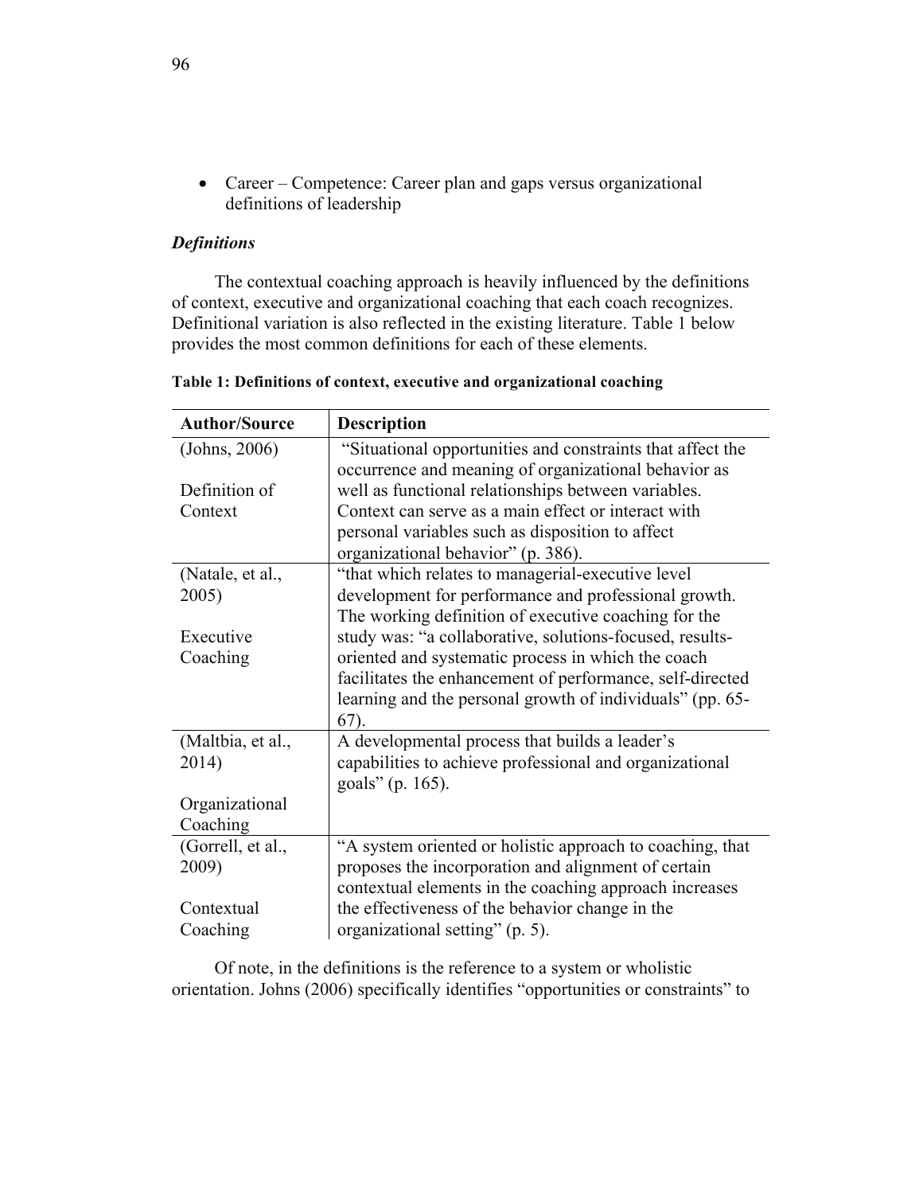- Career – Competence: Career plan and gaps versus organizational definitions of leadership

### *Definitions*

The contextual coaching approach is heavily influenced by the definitions of context, executive and organizational coaching that each coach recognizes. Definitional variation is also reflected in the existing literature. Table 1 below provides the most common definitions for each of these elements.

**Table 1: Definitions of context, executive and organizational coaching**

| Author/Source | Description |
| --- | --- |
| (Johns, 2006)<br><br>Definition of Context | "Situational opportunities and constraints that affect the occurrence and meaning of organizational behavior as well as functional relationships between variables. Context can serve as a main effect or interact with personal variables such as disposition to affect organizational behavior" (p. 386). |
| (Natale, et al., 2005)<br><br>Executive Coaching | "that which relates to managerial-executive level development for performance and professional growth. The working definition of executive coaching for the study was: "a collaborative, solutions-focused, results-oriented and systematic process in which the coach facilitates the enhancement of performance, self-directed learning and the personal growth of individuals" (pp. 65-67). |
| (Maltbia, et al., 2014)<br><br>Organizational Coaching | A developmental process that builds a leader's capabilities to achieve professional and organizational goals" (p. 165). |
| (Gorrell, et al., 2009)<br><br>Contextual Coaching | "A system oriented or holistic approach to coaching, that proposes the incorporation and alignment of certain contextual elements in the coaching approach increases the effectiveness of the behavior change in the organizational setting" (p. 5). |

Of note, in the definitions is the reference to a system or wholistic orientation. Johns (2006) specifically identifies "opportunities or constraints" to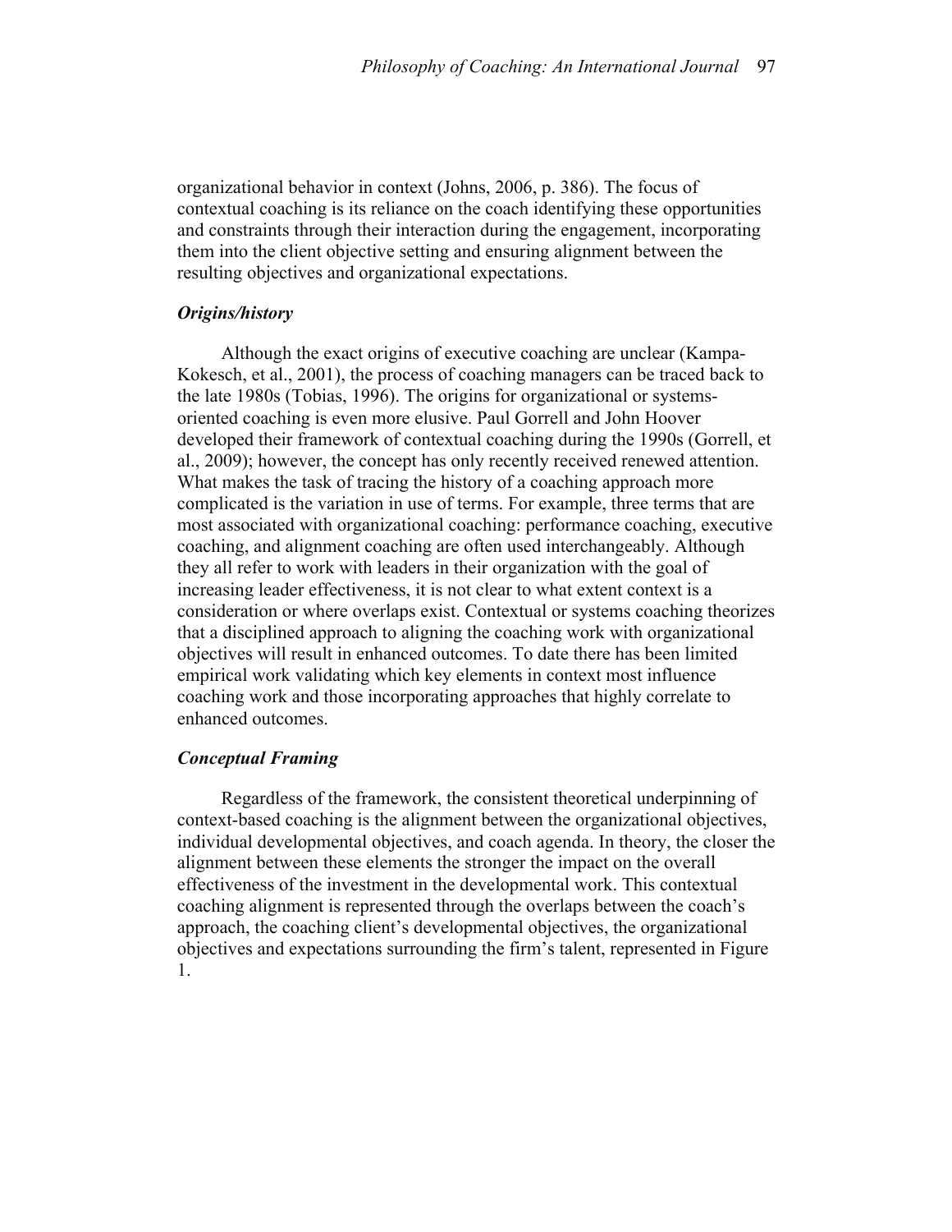organizational behavior in context (Johns, 2006, p. 386). The focus of contextual coaching is its reliance on the coach identifying these opportunities and constraints through their interaction during the engagement, incorporating them into the client objective setting and ensuring alignment between the resulting objectives and organizational expectations.

### *Origins/history*

Although the exact origins of executive coaching are unclear (Kampa-Kokesch, et al., 2001), the process of coaching managers can be traced back to the late 1980s (Tobias, 1996). The origins for organizational or systems-oriented coaching is even more elusive. Paul Gorrell and John Hoover developed their framework of contextual coaching during the 1990s (Gorrell, et al., 2009); however, the concept has only recently received renewed attention. What makes the task of tracing the history of a coaching approach more complicated is the variation in use of terms. For example, three terms that are most associated with organizational coaching: performance coaching, executive coaching, and alignment coaching are often used interchangeably. Although they all refer to work with leaders in their organization with the goal of increasing leader effectiveness, it is not clear to what extent context is a consideration or where overlaps exist. Contextual or systems coaching theorizes that a disciplined approach to aligning the coaching work with organizational objectives will result in enhanced outcomes. To date there has been limited empirical work validating which key elements in context most influence coaching work and those incorporating approaches that highly correlate to enhanced outcomes.

### *Conceptual Framing*

Regardless of the framework, the consistent theoretical underpinning of context-based coaching is the alignment between the organizational objectives, individual developmental objectives, and coach agenda. In theory, the closer the alignment between these elements the stronger the impact on the overall effectiveness of the investment in the developmental work. This contextual coaching alignment is represented through the overlaps between the coach's approach, the coaching client's developmental objectives, the organizational objectives and expectations surrounding the firm's talent, represented in Figure 1.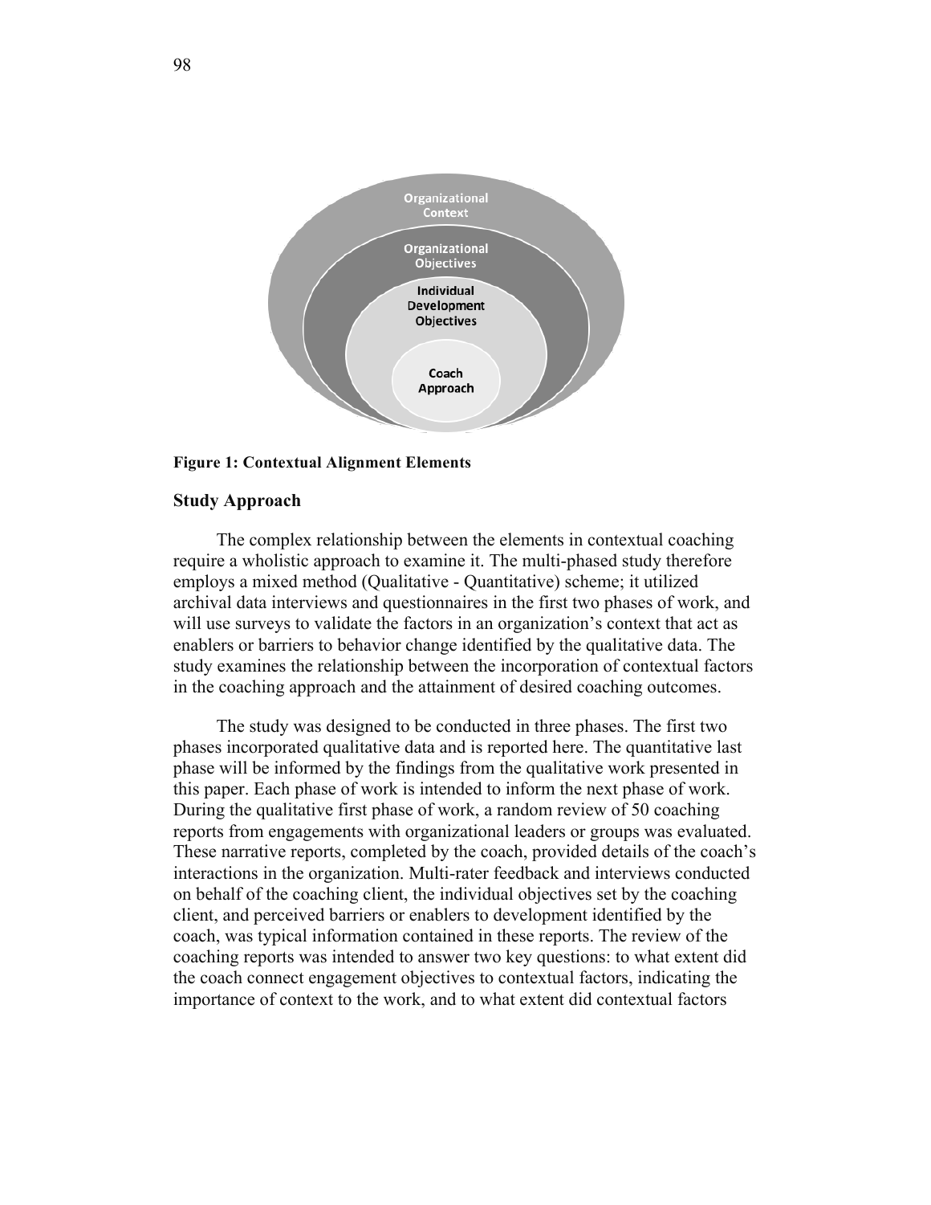Organizational Context

Organizational Objectives

Individual Development Objectives

Coach Approach

**Figure 1: Contextual Alignment Elements**

## Study Approach

The complex relationship between the elements in contextual coaching require a wholistic approach to examine it. The multi-phased study therefore employs a mixed method (Qualitative - Quantitative) scheme; it utilized archival data interviews and questionnaires in the first two phases of work, and will use surveys to validate the factors in an organization's context that act as enablers or barriers to behavior change identified by the qualitative data. The study examines the relationship between the incorporation of contextual factors in the coaching approach and the attainment of desired coaching outcomes.

The study was designed to be conducted in three phases. The first two phases incorporated qualitative data and is reported here. The quantitative last phase will be informed by the findings from the qualitative work presented in this paper. Each phase of work is intended to inform the next phase of work. During the qualitative first phase of work, a random review of 50 coaching reports from engagements with organizational leaders or groups was evaluated. These narrative reports, completed by the coach, provided details of the coach's interactions in the organization. Multi-rater feedback and interviews conducted on behalf of the coaching client, the individual objectives set by the coaching client, and perceived barriers or enablers to development identified by the coach, was typical information contained in these reports. The review of the coaching reports was intended to answer two key questions: to what extent did the coach connect engagement objectives to contextual factors, indicating the importance of context to the work, and to what extent did contextual factors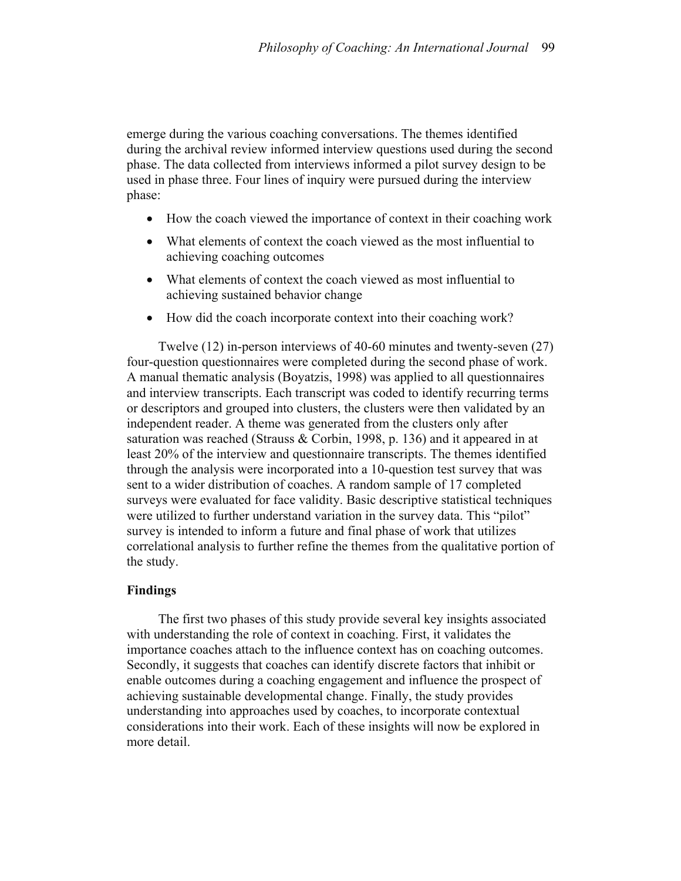emerge during the various coaching conversations. The themes identified during the archival review informed interview questions used during the second phase. The data collected from interviews informed a pilot survey design to be used in phase three. Four lines of inquiry were pursued during the interview phase:

- How the coach viewed the importance of context in their coaching work
- What elements of context the coach viewed as the most influential to achieving coaching outcomes
- What elements of context the coach viewed as most influential to achieving sustained behavior change
- How did the coach incorporate context into their coaching work?

Twelve (12) in-person interviews of 40-60 minutes and twenty-seven (27) four-question questionnaires were completed during the second phase of work. A manual thematic analysis (Boyatzis, 1998) was applied to all questionnaires and interview transcripts. Each transcript was coded to identify recurring terms or descriptors and grouped into clusters, the clusters were then validated by an independent reader. A theme was generated from the clusters only after saturation was reached (Strauss & Corbin, 1998, p. 136) and it appeared in at least 20% of the interview and questionnaire transcripts. The themes identified through the analysis were incorporated into a 10-question test survey that was sent to a wider distribution of coaches. A random sample of 17 completed surveys were evaluated for face validity. Basic descriptive statistical techniques were utilized to further understand variation in the survey data. This "pilot" survey is intended to inform a future and final phase of work that utilizes correlational analysis to further refine the themes from the qualitative portion of the study.

## Findings

The first two phases of this study provide several key insights associated with understanding the role of context in coaching. First, it validates the importance coaches attach to the influence context has on coaching outcomes. Secondly, it suggests that coaches can identify discrete factors that inhibit or enable outcomes during a coaching engagement and influence the prospect of achieving sustainable developmental change. Finally, the study provides understanding into approaches used by coaches, to incorporate contextual considerations into their work. Each of these insights will now be explored in more detail.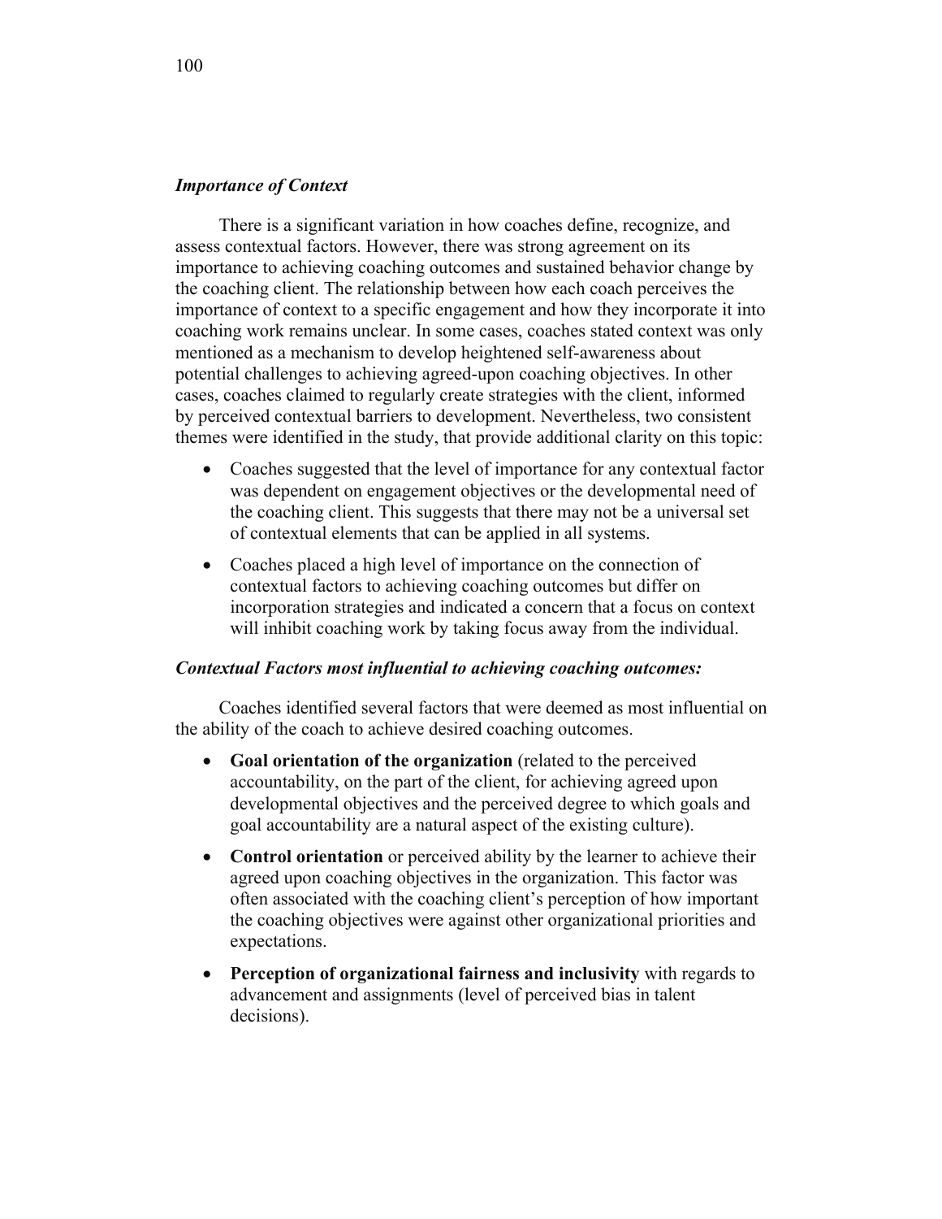### *Importance of Context*

There is a significant variation in how coaches define, recognize, and assess contextual factors. However, there was strong agreement on its importance to achieving coaching outcomes and sustained behavior change by the coaching client. The relationship between how each coach perceives the importance of context to a specific engagement and how they incorporate it into coaching work remains unclear. In some cases, coaches stated context was only mentioned as a mechanism to develop heightened self-awareness about potential challenges to achieving agreed-upon coaching objectives. In other cases, coaches claimed to regularly create strategies with the client, informed by perceived contextual barriers to development. Nevertheless, two consistent themes were identified in the study, that provide additional clarity on this topic:

- Coaches suggested that the level of importance for any contextual factor was dependent on engagement objectives or the developmental need of the coaching client. This suggests that there may not be a universal set of contextual elements that can be applied in all systems.
- Coaches placed a high level of importance on the connection of contextual factors to achieving coaching outcomes but differ on incorporation strategies and indicated a concern that a focus on context will inhibit coaching work by taking focus away from the individual.

### *Contextual Factors most influential to achieving coaching outcomes:*

Coaches identified several factors that were deemed as most influential on the ability of the coach to achieve desired coaching outcomes.

- **Goal orientation of the organization** (related to the perceived accountability, on the part of the client, for achieving agreed upon developmental objectives and the perceived degree to which goals and goal accountability are a natural aspect of the existing culture).
- **Control orientation** or perceived ability by the learner to achieve their agreed upon coaching objectives in the organization. This factor was often associated with the coaching client's perception of how important the coaching objectives were against other organizational priorities and expectations.
- **Perception of organizational fairness and inclusivity** with regards to advancement and assignments (level of perceived bias in talent decisions).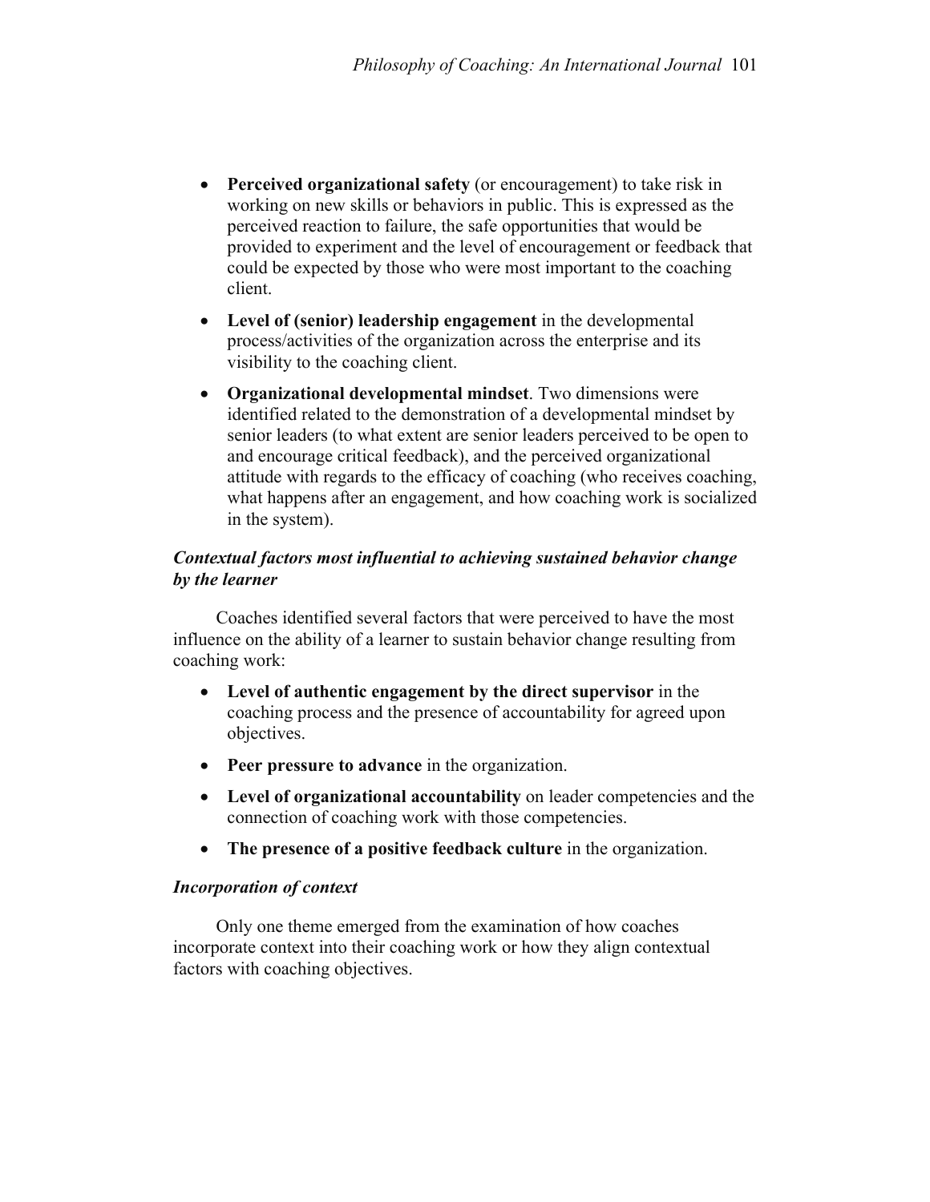- **Perceived organizational safety** (or encouragement) to take risk in working on new skills or behaviors in public. This is expressed as the perceived reaction to failure, the safe opportunities that would be provided to experiment and the level of encouragement or feedback that could be expected by those who were most important to the coaching client.
- **Level of (senior) leadership engagement** in the developmental process/activities of the organization across the enterprise and its visibility to the coaching client.
- **Organizational developmental mindset**. Two dimensions were identified related to the demonstration of a developmental mindset by senior leaders (to what extent are senior leaders perceived to be open to and encourage critical feedback), and the perceived organizational attitude with regards to the efficacy of coaching (who receives coaching, what happens after an engagement, and how coaching work is socialized in the system).

### *Contextual factors most influential to achieving sustained behavior change by the learner*

Coaches identified several factors that were perceived to have the most influence on the ability of a learner to sustain behavior change resulting from coaching work:

- **Level of authentic engagement by the direct supervisor** in the coaching process and the presence of accountability for agreed upon objectives.
- **Peer pressure to advance** in the organization.
- **Level of organizational accountability** on leader competencies and the connection of coaching work with those competencies.
- **The presence of a positive feedback culture** in the organization.

### *Incorporation of context*

Only one theme emerged from the examination of how coaches incorporate context into their coaching work or how they align contextual factors with coaching objectives.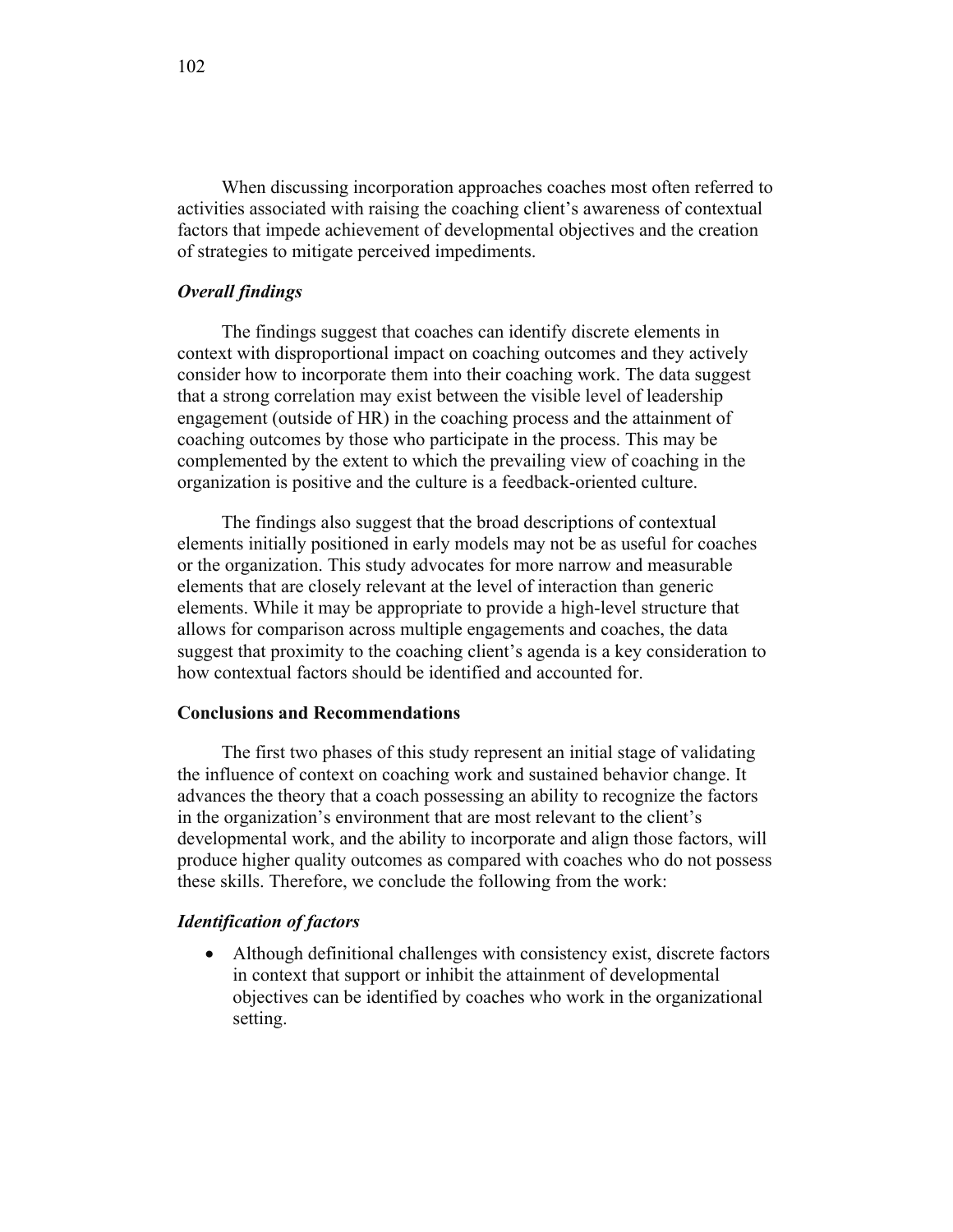When discussing incorporation approaches coaches most often referred to activities associated with raising the coaching client's awareness of contextual factors that impede achievement of developmental objectives and the creation of strategies to mitigate perceived impediments.

### *Overall findings*

The findings suggest that coaches can identify discrete elements in context with disproportional impact on coaching outcomes and they actively consider how to incorporate them into their coaching work. The data suggest that a strong correlation may exist between the visible level of leadership engagement (outside of HR) in the coaching process and the attainment of coaching outcomes by those who participate in the process. This may be complemented by the extent to which the prevailing view of coaching in the organization is positive and the culture is a feedback-oriented culture.

The findings also suggest that the broad descriptions of contextual elements initially positioned in early models may not be as useful for coaches or the organization. This study advocates for more narrow and measurable elements that are closely relevant at the level of interaction than generic elements. While it may be appropriate to provide a high-level structure that allows for comparison across multiple engagements and coaches, the data suggest that proximity to the coaching client's agenda is a key consideration to how contextual factors should be identified and accounted for.

## Conclusions and Recommendations

The first two phases of this study represent an initial stage of validating the influence of context on coaching work and sustained behavior change. It advances the theory that a coach possessing an ability to recognize the factors in the organization's environment that are most relevant to the client's developmental work, and the ability to incorporate and align those factors, will produce higher quality outcomes as compared with coaches who do not possess these skills. Therefore, we conclude the following from the work:

### *Identification of factors*

- Although definitional challenges with consistency exist, discrete factors in context that support or inhibit the attainment of developmental objectives can be identified by coaches who work in the organizational setting.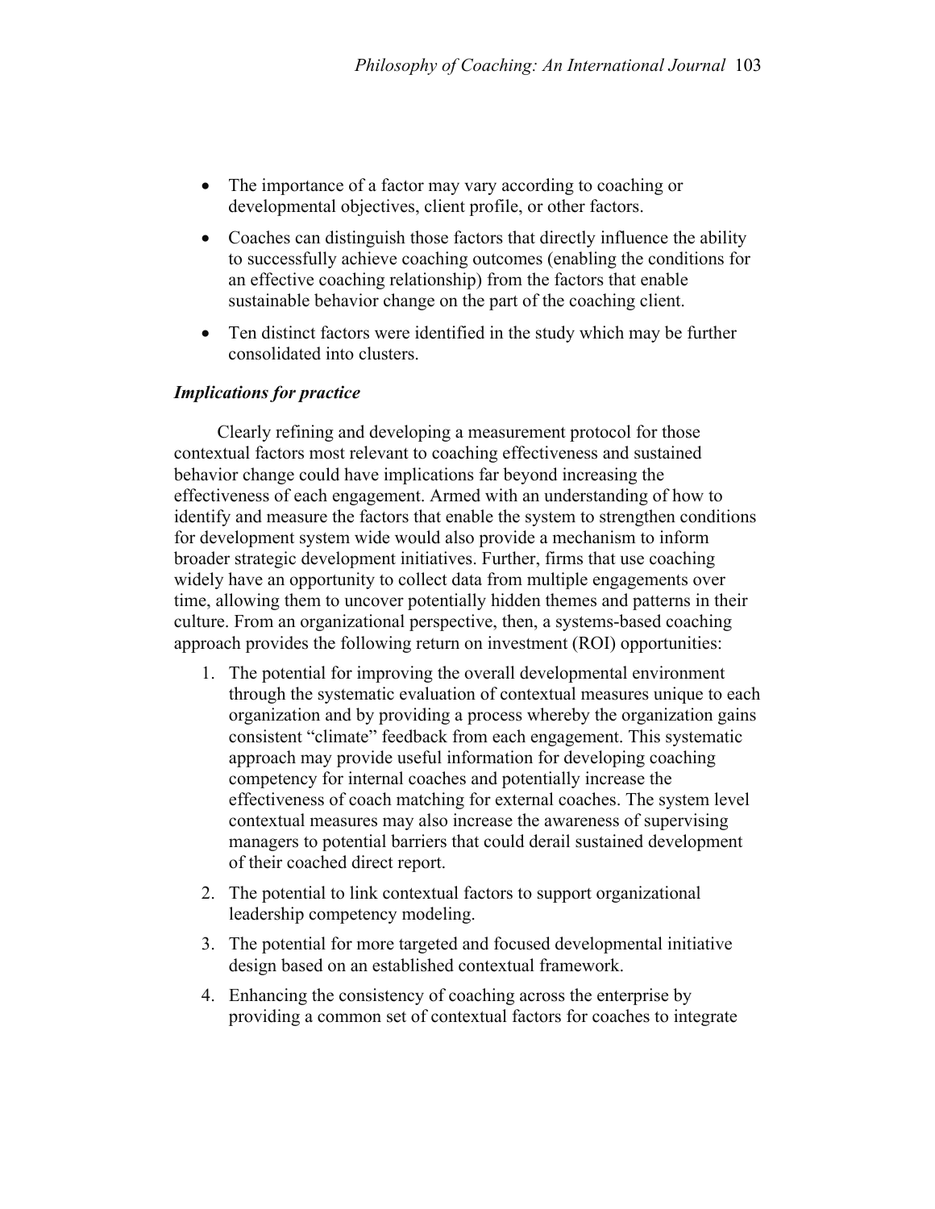- The importance of a factor may vary according to coaching or developmental objectives, client profile, or other factors.
- Coaches can distinguish those factors that directly influence the ability to successfully achieve coaching outcomes (enabling the conditions for an effective coaching relationship) from the factors that enable sustainable behavior change on the part of the coaching client.
- Ten distinct factors were identified in the study which may be further consolidated into clusters.

### *Implications for practice*

Clearly refining and developing a measurement protocol for those contextual factors most relevant to coaching effectiveness and sustained behavior change could have implications far beyond increasing the effectiveness of each engagement. Armed with an understanding of how to identify and measure the factors that enable the system to strengthen conditions for development system wide would also provide a mechanism to inform broader strategic development initiatives. Further, firms that use coaching widely have an opportunity to collect data from multiple engagements over time, allowing them to uncover potentially hidden themes and patterns in their culture. From an organizational perspective, then, a systems-based coaching approach provides the following return on investment (ROI) opportunities:

1. The potential for improving the overall developmental environment through the systematic evaluation of contextual measures unique to each organization and by providing a process whereby the organization gains consistent "climate" feedback from each engagement. This systematic approach may provide useful information for developing coaching competency for internal coaches and potentially increase the effectiveness of coach matching for external coaches. The system level contextual measures may also increase the awareness of supervising managers to potential barriers that could derail sustained development of their coached direct report.
2. The potential to link contextual factors to support organizational leadership competency modeling.
3. The potential for more targeted and focused developmental initiative design based on an established contextual framework.
4. Enhancing the consistency of coaching across the enterprise by providing a common set of contextual factors for coaches to integrate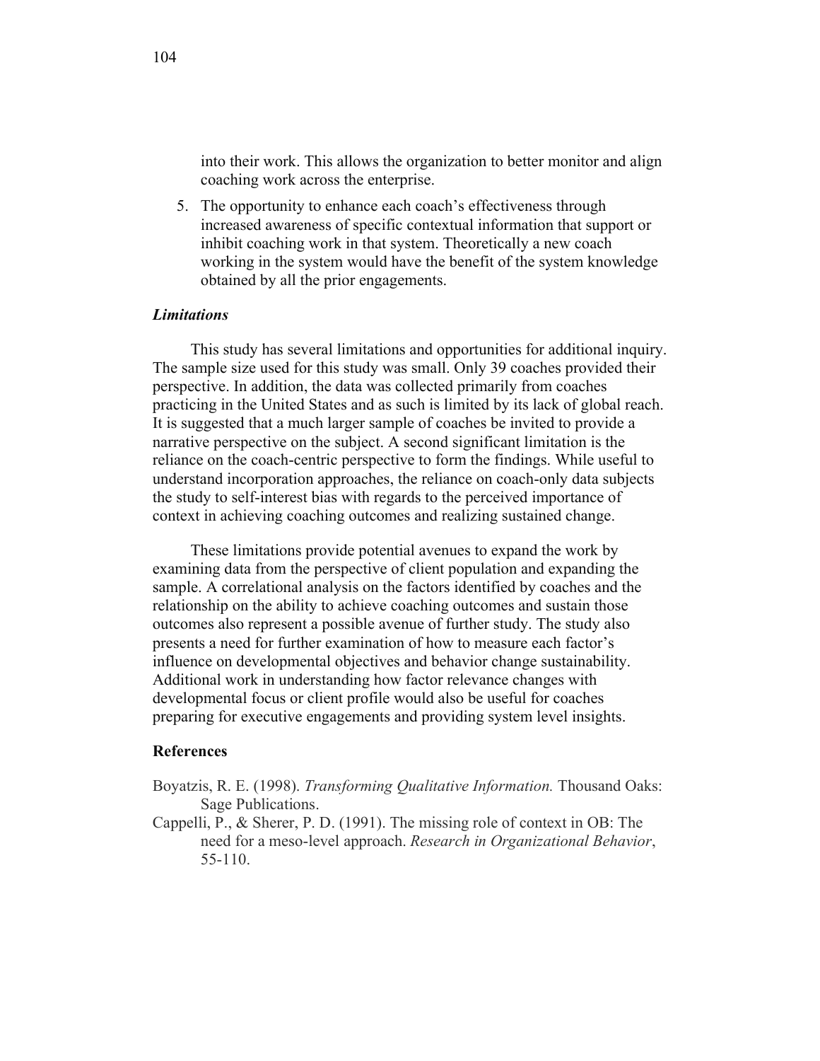into their work. This allows the organization to better monitor and align coaching work across the enterprise.

5. The opportunity to enhance each coach's effectiveness through increased awareness of specific contextual information that support or inhibit coaching work in that system. Theoretically a new coach working in the system would have the benefit of the system knowledge obtained by all the prior engagements.

### *Limitations*

This study has several limitations and opportunities for additional inquiry. The sample size used for this study was small. Only 39 coaches provided their perspective. In addition, the data was collected primarily from coaches practicing in the United States and as such is limited by its lack of global reach. It is suggested that a much larger sample of coaches be invited to provide a narrative perspective on the subject. A second significant limitation is the reliance on the coach-centric perspective to form the findings. While useful to understand incorporation approaches, the reliance on coach-only data subjects the study to self-interest bias with regards to the perceived importance of context in achieving coaching outcomes and realizing sustained change.

These limitations provide potential avenues to expand the work by examining data from the perspective of client population and expanding the sample. A correlational analysis on the factors identified by coaches and the relationship on the ability to achieve coaching outcomes and sustain those outcomes also represent a possible avenue of further study. The study also presents a need for further examination of how to measure each factor's influence on developmental objectives and behavior change sustainability. Additional work in understanding how factor relevance changes with developmental focus or client profile would also be useful for coaches preparing for executive engagements and providing system level insights.

## References

Boyatzis, R. E. (1998). *Transforming Qualitative Information.* Thousand Oaks: Sage Publications.

Cappelli, P., & Sherer, P. D. (1991). The missing role of context in OB: The need for a meso-level approach. *Research in Organizational Behavior*, 55-110.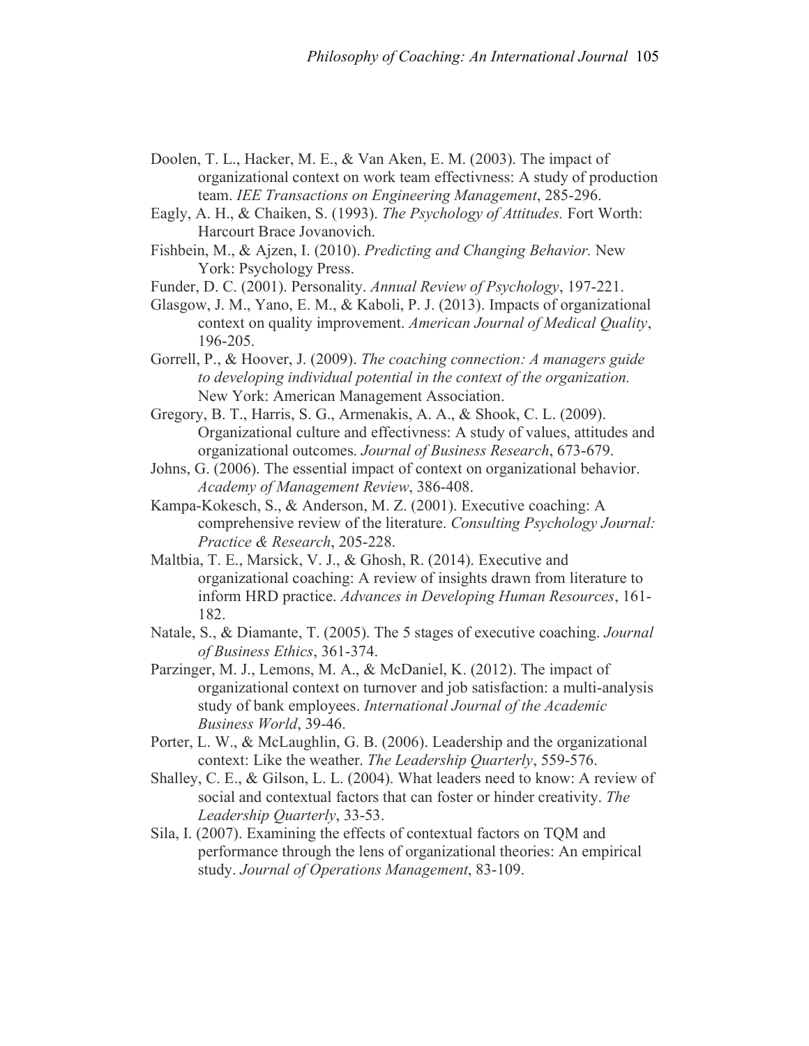Doolen, T. L., Hacker, M. E., & Van Aken, E. M. (2003). The impact of organizational context on work team effectivness: A study of production team. *IEE Transactions on Engineering Management*, 285-296.

Eagly, A. H., & Chaiken, S. (1993). *The Psychology of Attitudes.* Fort Worth: Harcourt Brace Jovanovich.

Fishbein, M., & Ajzen, I. (2010). *Predicting and Changing Behavior.* New York: Psychology Press.

Funder, D. C. (2001). Personality. *Annual Review of Psychology*, 197-221.

Glasgow, J. M., Yano, E. M., & Kaboli, P. J. (2013). Impacts of organizational context on quality improvement. *American Journal of Medical Quality*, 196-205.

Gorrell, P., & Hoover, J. (2009). *The coaching connection: A managers guide to developing individual potential in the context of the organization.* New York: American Management Association.

Gregory, B. T., Harris, S. G., Armenakis, A. A., & Shook, C. L. (2009). Organizational culture and effectivness: A study of values, attitudes and organizational outcomes. *Journal of Business Research*, 673-679.

Johns, G. (2006). The essential impact of context on organizational behavior. *Academy of Management Review*, 386-408.

Kampa-Kokesch, S., & Anderson, M. Z. (2001). Executive coaching: A comprehensive review of the literature. *Consulting Psychology Journal: Practice & Research*, 205-228.

Maltbia, T. E., Marsick, V. J., & Ghosh, R. (2014). Executive and organizational coaching: A review of insights drawn from literature to inform HRD practice. *Advances in Developing Human Resources*, 161-182.

Natale, S., & Diamante, T. (2005). The 5 stages of executive coaching. *Journal of Business Ethics*, 361-374.

Parzinger, M. J., Lemons, M. A., & McDaniel, K. (2012). The impact of organizational context on turnover and job satisfaction: a multi-analysis study of bank employees. *International Journal of the Academic Business World*, 39-46.

Porter, L. W., & McLaughlin, G. B. (2006). Leadership and the organizational context: Like the weather. *The Leadership Quarterly*, 559-576.

Shalley, C. E., & Gilson, L. L. (2004). What leaders need to know: A review of social and contextual factors that can foster or hinder creativity. *The Leadership Quarterly*, 33-53.

Sila, I. (2007). Examining the effects of contextual factors on TQM and performance through the lens of organizational theories: An empirical study. *Journal of Operations Management*, 83-109.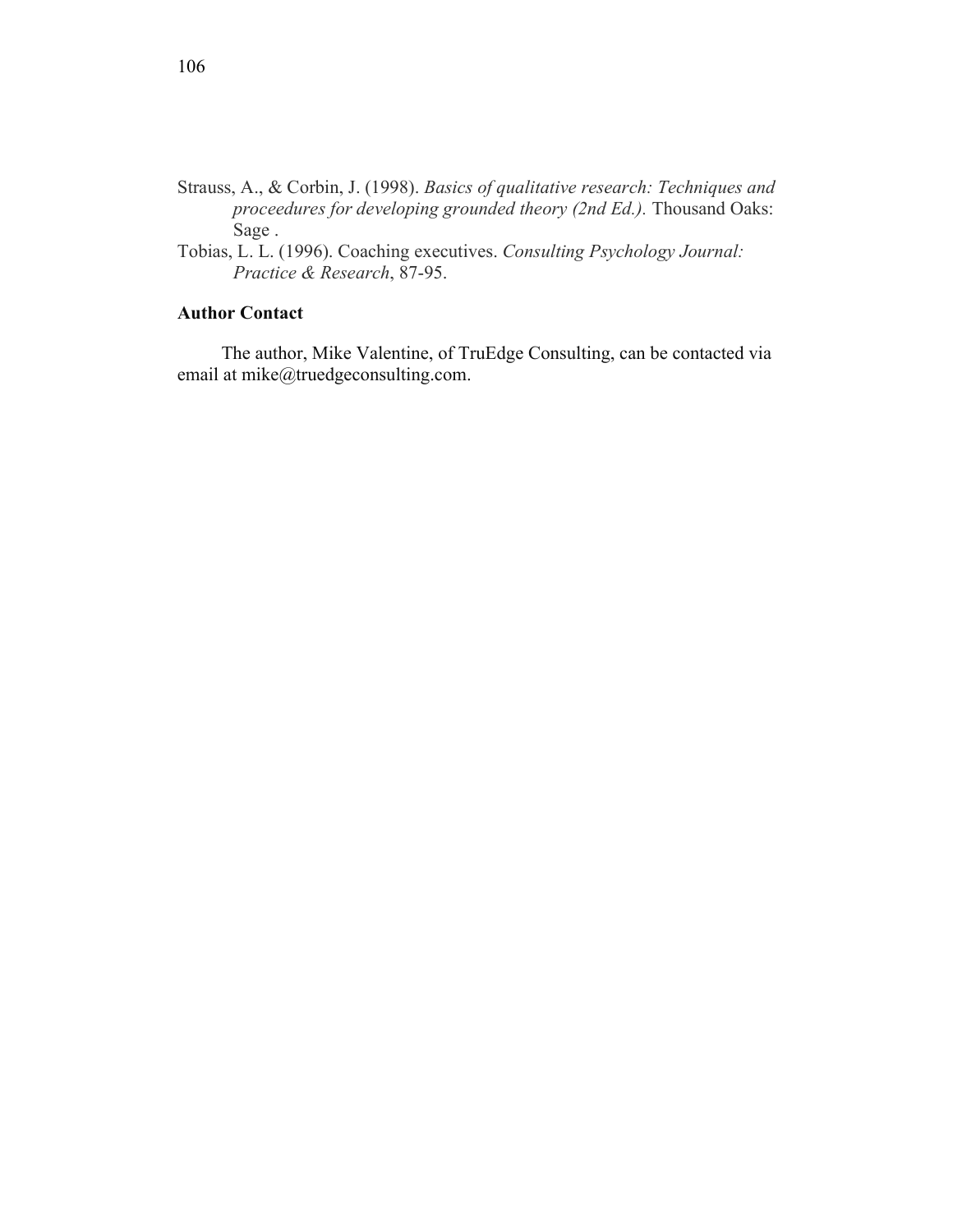Strauss, A., & Corbin, J. (1998). *Basics of qualitative research: Techniques and proceedures for developing grounded theory (2nd Ed.).* Thousand Oaks: Sage .

Tobias, L. L. (1996). Coaching executives. *Consulting Psychology Journal: Practice & Research*, 87-95.

**Author Contact**

The author, Mike Valentine, of TruEdge Consulting, can be contacted via email at mike@truedgeconsulting.com.